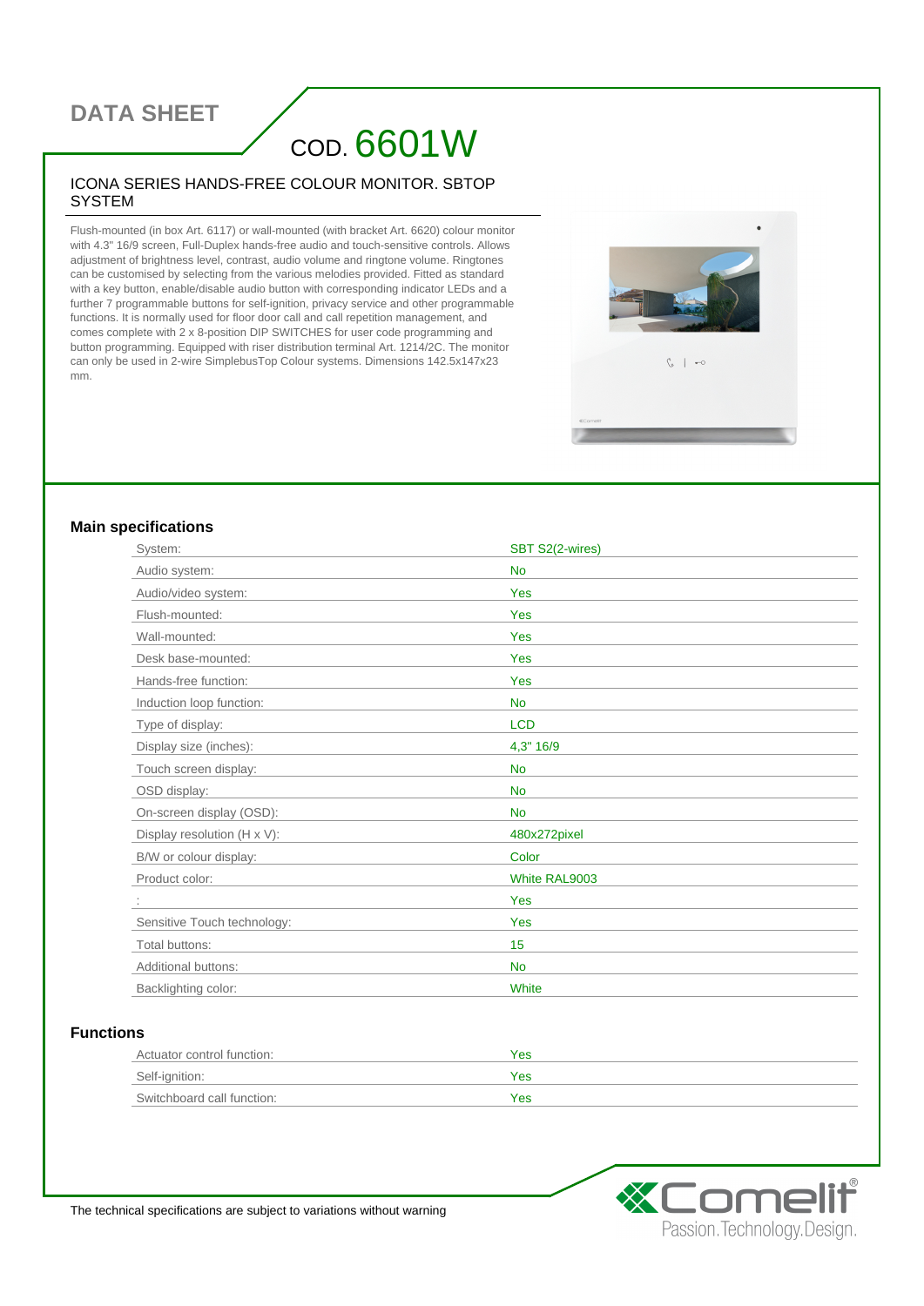# DATA SHEET

## COD. 6601W

### ICONA SERIES HANDS-FREE COLOUR MONITOR. SBTOP SYSTEM

Flush-mounted (in box Art. 6117) or wall-mounted (with bracket Art. 6620) colour monitor with 4.3" 16/9 screen, Full-Duplex hands-free audio and touch-sensitive controls. Allows adjustment of brightness level, contrast, audio volume and ringtone volume. Ringtones can be customised by selecting from the various melodies provided. Fitted as standard with a key button, enable/disable audio button with corresponding indicator LEDs and a further 7 programmable buttons for self-ignition, privacy service and other programmable functions. It is normally used for floor door call and call repetition management, and comes complete with 2 x 8-position DIP SWITCHES for user code programming and button programming. Equipped with riser distribution terminal Art. 1214/2C. The monitor can only be used in 2-wire SimplebusTop Colour systems. Dimensions 142.5x147x23 mm.

### Main specifications

| | |
|---|---|
| System: | SBT S2(2-wires) |
| Audio system: | No |
| Audio/video system: | Yes |
| Flush-mounted: | Yes |
| Wall-mounted: | Yes |
| Desk base-mounted: | Yes |
| Hands-free function: | Yes |
| Induction loop function: | No |
| Type of display: | LCD |
| Display size (inches): | 4,3" 16/9 |
| Touch screen display: | No |
| OSD display: | No |
| On-screen display (OSD): | No |
| Display resolution (H x V): | 480x272pixel |
| B/W or colour display: | Color |
| Product color: | White RAL9003 |
| : | Yes |
| Sensitive Touch technology: | Yes |
| Total buttons: | 15 |
| Additional buttons: | No |
| Backlighting color: | White |

### Functions

| | |
|---|---|
| Actuator control function: | Yes |
| Self-ignition: | Yes |
| Switchboard call function: | Yes |

The technical specifications are subject to variations without warning

Comelit® Passion.Technology.Design.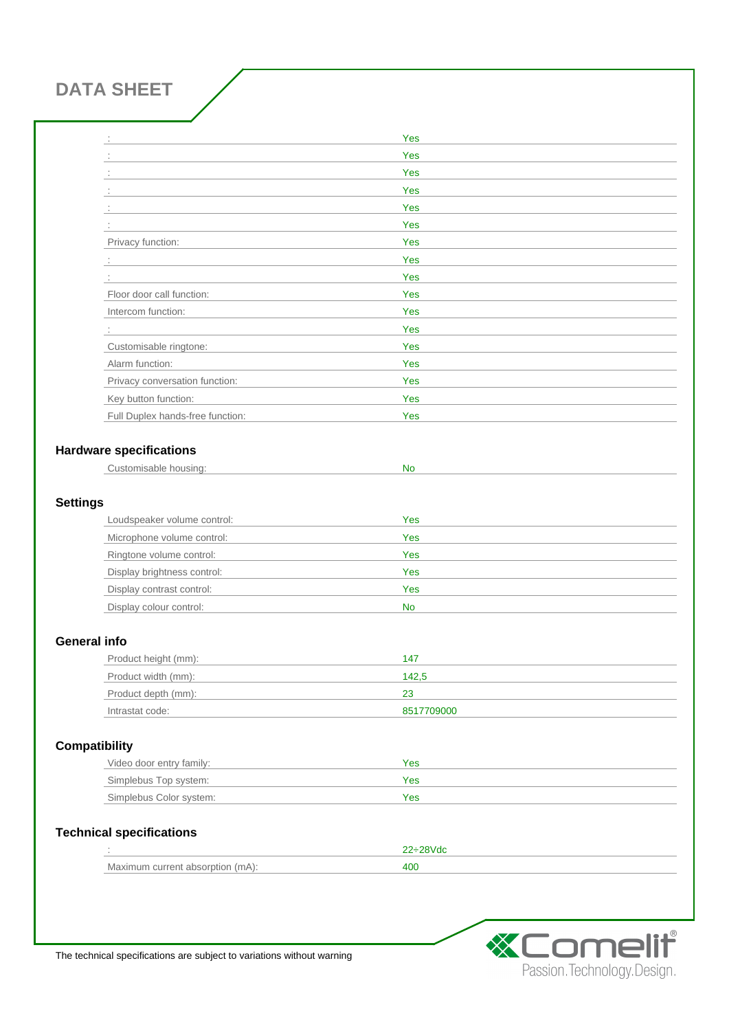## DATA SHEET

| | |
|---|---|
| : | Yes |
| : | Yes |
| : | Yes |
| : | Yes |
| : | Yes |
| : | Yes |
| Privacy function: | Yes |
| : | Yes |
| : | Yes |
| Floor door call function: | Yes |
| Intercom function: | Yes |
| : | Yes |
| Customisable ringtone: | Yes |
| Alarm function: | Yes |
| Privacy conversation function: | Yes |
| Key button function: | Yes |
| Full Duplex hands-free function: | Yes |

### Hardware specifications

| | |
|---|---|
| Customisable housing: | No |

### Settings

| | |
|---|---|
| Loudspeaker volume control: | Yes |
| Microphone volume control: | Yes |
| Ringtone volume control: | Yes |
| Display brightness control: | Yes |
| Display contrast control: | Yes |
| Display colour control: | No |

### General info

| | |
|---|---|
| Product height (mm): | 147 |
| Product width (mm): | 142,5 |
| Product depth (mm): | 23 |
| Intrastat code: | 8517709000 |

### Compatibility

| | |
|---|---|
| Video door entry family: | Yes |
| Simplebus Top system: | Yes |
| Simplebus Color system: | Yes |

### Technical specifications

| | |
|---|---|
| : | 22÷28Vdc |
| Maximum current absorption (mA): | 400 |

The technical specifications are subject to variations without warning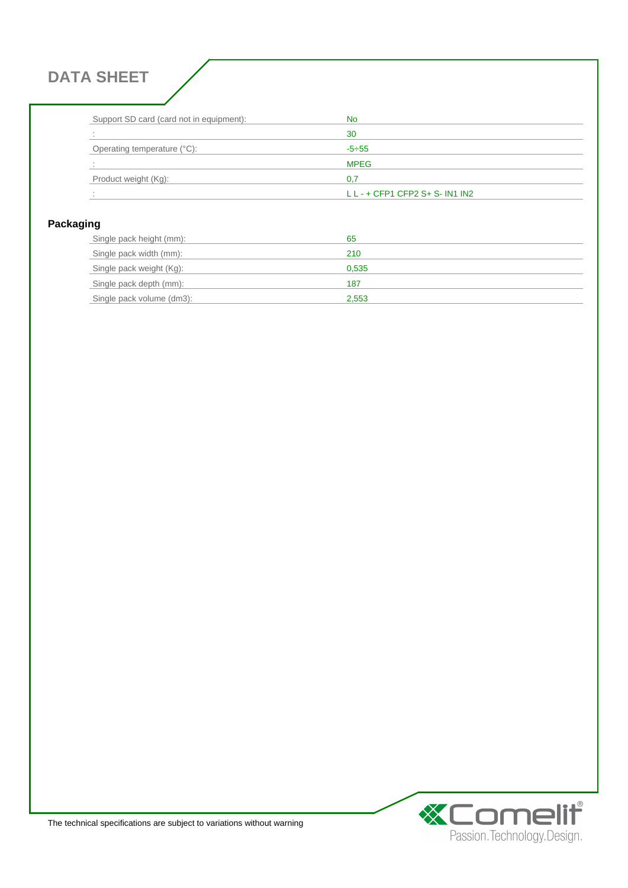# DATA SHEET

| | |
|---|---|
| Support SD card (card not in equipment): | No |
| : | 30 |
| Operating temperature (°C): | -5÷55 |
| : | MPEG |
| Product weight (Kg): | 0,7 |
| : | L L - + CFP1 CFP2 S+ S- IN1 IN2 |

## Packaging

| | |
|---|---|
| Single pack height (mm): | 65 |
| Single pack width (mm): | 210 |
| Single pack weight (Kg): | 0,535 |
| Single pack depth (mm): | 187 |
| Single pack volume (dm3): | 2,553 |

The technical specifications are subject to variations without warning

Comelit®
Passion.Technology.Design.